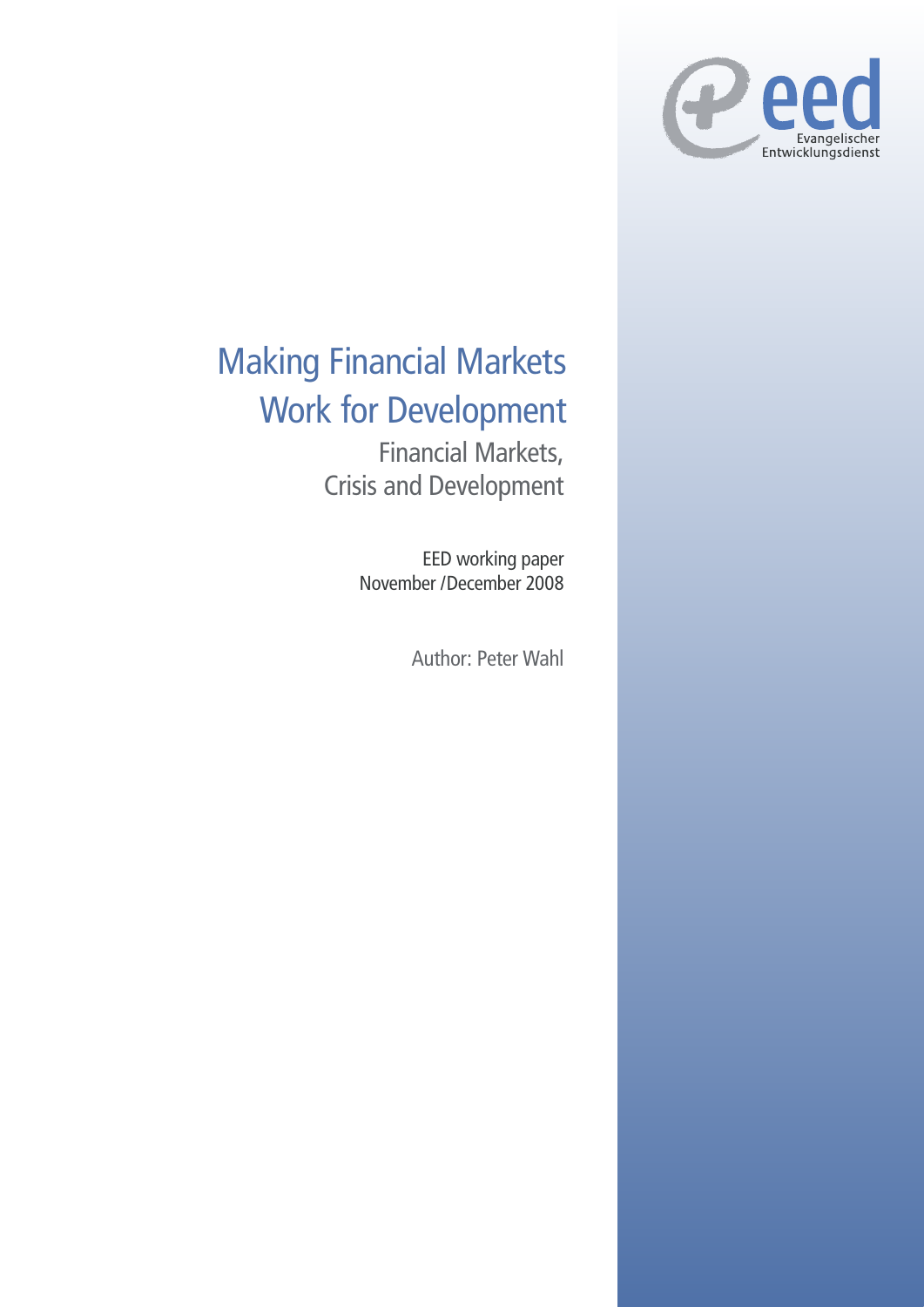eed
Evangelischer
Entwicklungsdienst

# Making Financial Markets Work for Development

## Financial Markets, Crisis and Development

EED working paper
November /December 2008

Author: Peter Wahl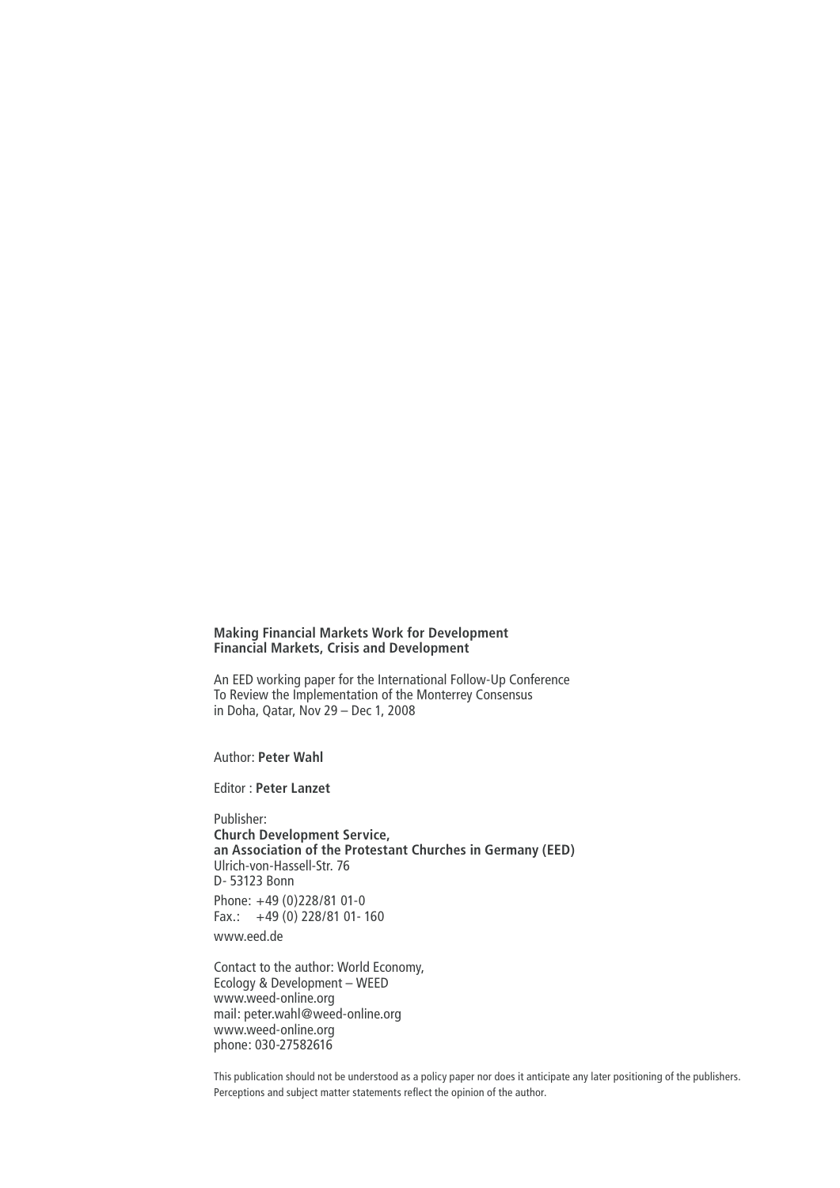**Making Financial Markets Work for Development**
**Financial Markets, Crisis and Development**

An EED working paper for the International Follow-Up Conference
To Review the Implementation of the Monterrey Consensus
in Doha, Qatar, Nov 29 – Dec 1, 2008

Author: **Peter Wahl**

Editor : **Peter Lanzet**

Publisher:
**Church Development Service,**
**an Association of the Protestant Churches in Germany (EED)**
Ulrich-von-Hassell-Str. 76
D- 53123 Bonn

Phone: +49 (0)228/81 01-0
Fax.: +49 (0) 228/81 01- 160

www.eed.de

Contact to the author: World Economy,
Ecology & Development – WEED
www.weed-online.org
mail: peter.wahl@weed-online.org
www.weed-online.org
phone: 030-27582616

This publication should not be understood as a policy paper nor does it anticipate any later positioning of the publishers. Perceptions and subject matter statements reflect the opinion of the author.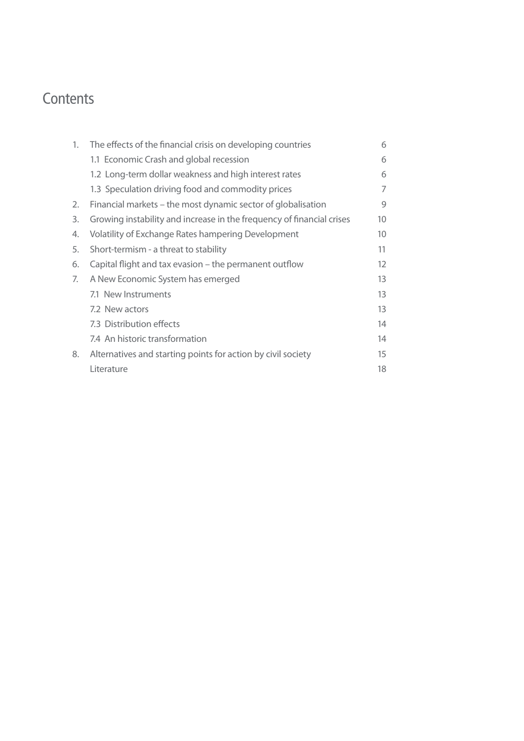# Contents

| | | |
|---|---|---|
| 1. | The effects of the financial crisis on developing countries | 6 |
| | 1.1 Economic Crash and global recession | 6 |
| | 1.2 Long-term dollar weakness and high interest rates | 6 |
| | 1.3 Speculation driving food and commodity prices | 7 |
| 2. | Financial markets – the most dynamic sector of globalisation | 9 |
| 3. | Growing instability and increase in the frequency of financial crises | 10 |
| 4. | Volatility of Exchange Rates hampering Development | 10 |
| 5. | Short-termism - a threat to stability | 11 |
| 6. | Capital flight and tax evasion – the permanent outflow | 12 |
| 7. | A New Economic System has emerged | 13 |
| | 7.1 New Instruments | 13 |
| | 7.2 New actors | 13 |
| | 7.3 Distribution effects | 14 |
| | 7.4 An historic transformation | 14 |
| 8. | Alternatives and starting points for action by civil society | 15 |
| | Literature | 18 |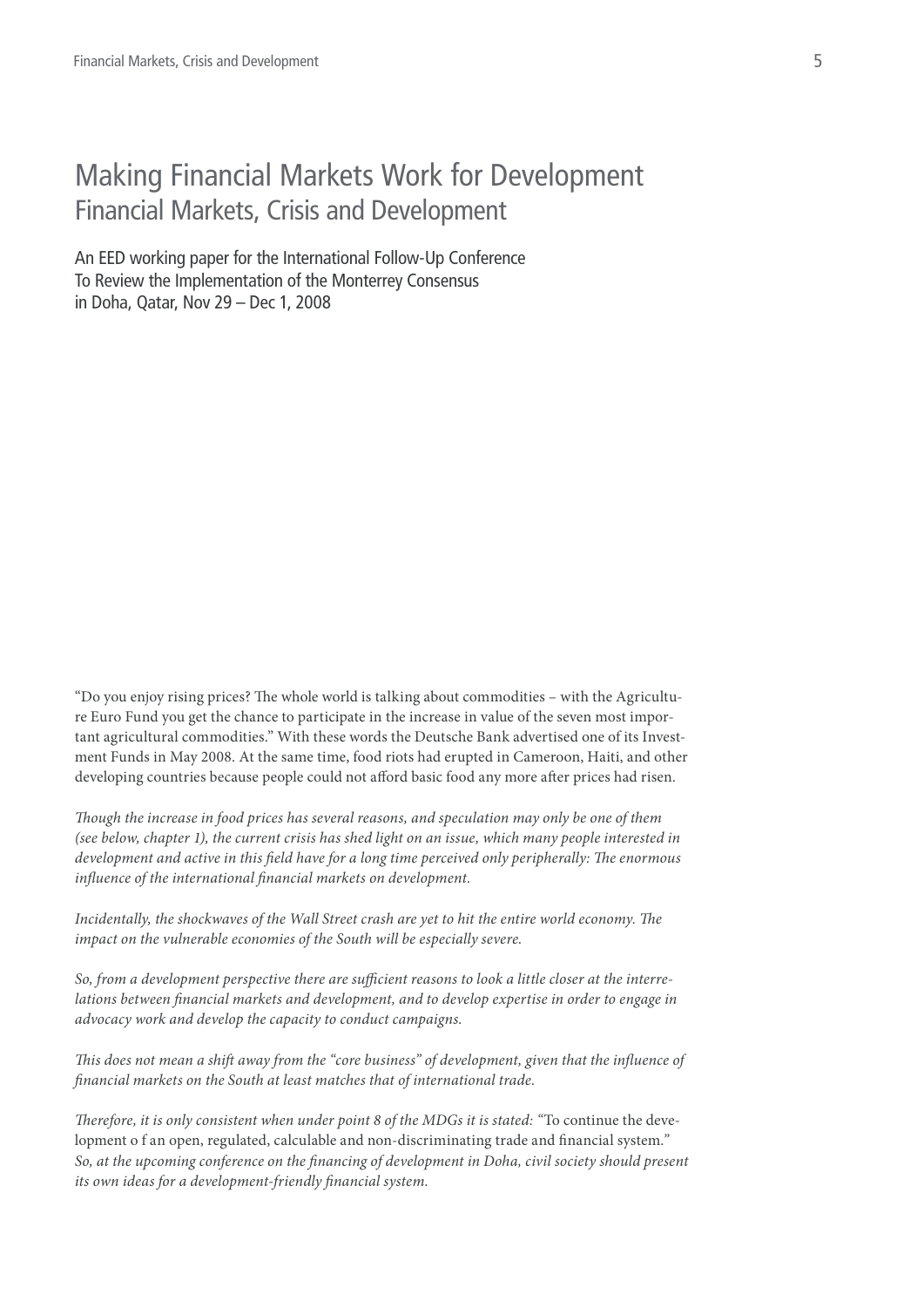// Making Financial Markets Work for Development
## Financial Markets, Crisis and Development

An EED working paper for the International Follow-Up Conference
To Review the Implementation of the Monterrey Consensus
in Doha, Qatar, Nov 29 – Dec 1, 2008

"Do you enjoy rising prices? The whole world is talking about commodities – with the Agriculture Euro Fund you get the chance to participate in the increase in value of the seven most important agricultural commodities." With these words the Deutsche Bank advertised one of its Investment Funds in May 2008. At the same time, food riots had erupted in Cameroon, Haiti, and other developing countries because people could not afford basic food any more after prices had risen.

*Though the increase in food prices has several reasons, and speculation may only be one of them (see below, chapter 1), the current crisis has shed light on an issue, which many people interested in development and active in this field have for a long time perceived only peripherally: The enormous influence of the international financial markets on development.*

*Incidentally, the shockwaves of the Wall Street crash are yet to hit the entire world economy. The impact on the vulnerable economies of the South will be especially severe.*

*So, from a development perspective there are sufficient reasons to look a little closer at the interrelations between financial markets and development, and to develop expertise in order to engage in advocacy work and develop the capacity to conduct campaigns.*

*This does not mean a shift away from the "core business" of development, given that the influence of financial markets on the South at least matches that of international trade.*

*Therefore, it is only consistent when under point 8 of the MDGs it is stated:* "To continue the development o f an open, regulated, calculable and non-discriminating trade and financial system."
*So, at the upcoming conference on the financing of development in Doha, civil society should present its own ideas for a development-friendly financial system.*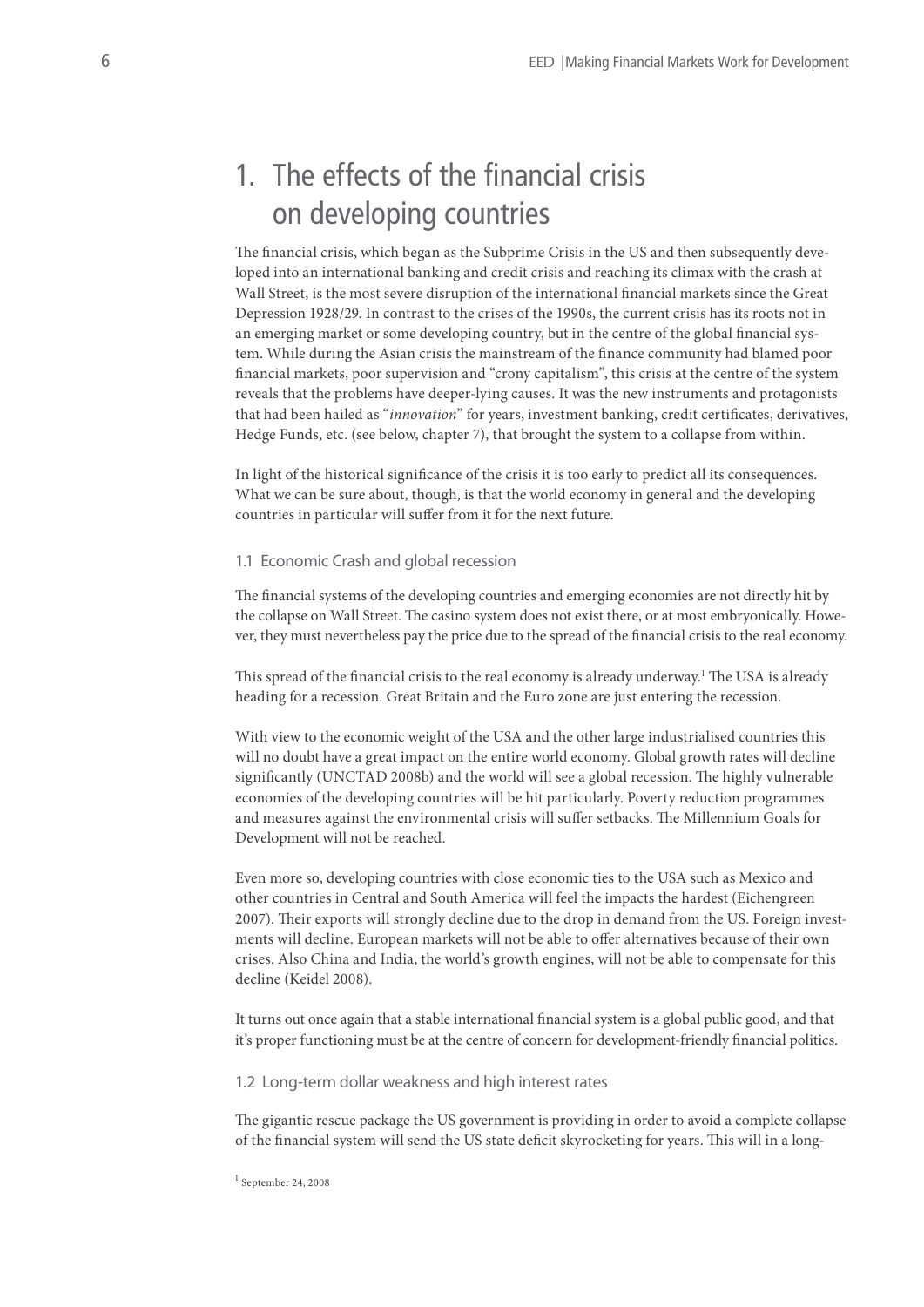# 1. The effects of the financial crisis on developing countries

The financial crisis, which began as the Subprime Crisis in the US and then subsequently developed into an international banking and credit crisis and reaching its climax with the crash at Wall Street, is the most severe disruption of the international financial markets since the Great Depression 1928/29. In contrast to the crises of the 1990s, the current crisis has its roots not in an emerging market or some developing country, but in the centre of the global financial system. While during the Asian crisis the mainstream of the finance community had blamed poor financial markets, poor supervision and "crony capitalism", this crisis at the centre of the system reveals that the problems have deeper-lying causes. It was the new instruments and protagonists that had been hailed as "*innovation*" for years, investment banking, credit certificates, derivatives, Hedge Funds, etc. (see below, chapter 7), that brought the system to a collapse from within.

In light of the historical significance of the crisis it is too early to predict all its consequences. What we can be sure about, though, is that the world economy in general and the developing countries in particular will suffer from it for the next future.

## 1.1 Economic Crash and global recession

The financial systems of the developing countries and emerging economies are not directly hit by the collapse on Wall Street. The casino system does not exist there, or at most embryonically. However, they must nevertheless pay the price due to the spread of the financial crisis to the real economy.

This spread of the financial crisis to the real economy is already underway.[1] The USA is already heading for a recession. Great Britain and the Euro zone are just entering the recession.

With view to the economic weight of the USA and the other large industrialised countries this will no doubt have a great impact on the entire world economy. Global growth rates will decline significantly (UNCTAD 2008b) and the world will see a global recession. The highly vulnerable economies of the developing countries will be hit particularly. Poverty reduction programmes and measures against the environmental crisis will suffer setbacks. The Millennium Goals for Development will not be reached.

Even more so, developing countries with close economic ties to the USA such as Mexico and other countries in Central and South America will feel the impacts the hardest (Eichengreen 2007). Their exports will strongly decline due to the drop in demand from the US. Foreign investments will decline. European markets will not be able to offer alternatives because of their own crises. Also China and India, the world's growth engines, will not be able to compensate for this decline (Keidel 2008).

It turns out once again that a stable international financial system is a global public good, and that it's proper functioning must be at the centre of concern for development-friendly financial politics.

## 1.2 Long-term dollar weakness and high interest rates

The gigantic rescue package the US government is providing in order to avoid a complete collapse of the financial system will send the US state deficit skyrocketing for years. This will in a long-

[1] September 24, 2008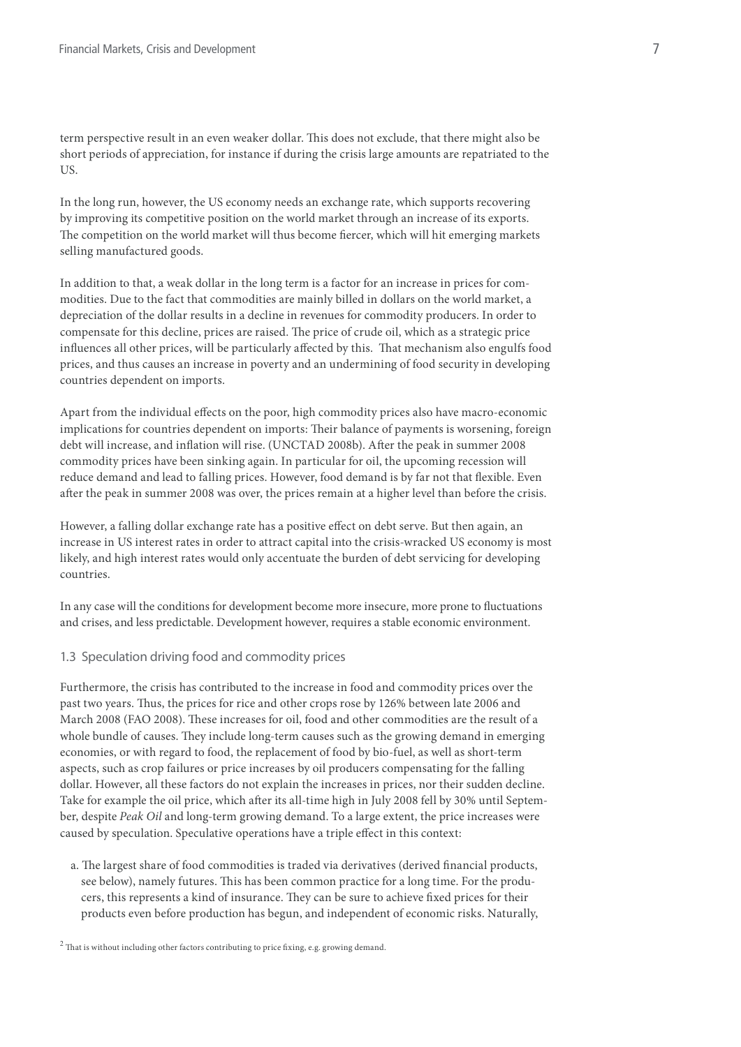term perspective result in an even weaker dollar. This does not exclude, that there might also be short periods of appreciation, for instance if during the crisis large amounts are repatriated to the US.

In the long run, however, the US economy needs an exchange rate, which supports recovering by improving its competitive position on the world market through an increase of its exports. The competition on the world market will thus become fiercer, which will hit emerging markets selling manufactured goods.

In addition to that, a weak dollar in the long term is a factor for an increase in prices for commodities. Due to the fact that commodities are mainly billed in dollars on the world market, a depreciation of the dollar results in a decline in revenues for commodity producers. In order to compensate for this decline, prices are raised. The price of crude oil, which as a strategic price influences all other prices, will be particularly affected by this. That mechanism also engulfs food prices, and thus causes an increase in poverty and an undermining of food security in developing countries dependent on imports.

Apart from the individual effects on the poor, high commodity prices also have macro-economic implications for countries dependent on imports: Their balance of payments is worsening, foreign debt will increase, and inflation will rise. (UNCTAD 2008b). After the peak in summer 2008 commodity prices have been sinking again. In particular for oil, the upcoming recession will reduce demand and lead to falling prices. However, food demand is by far not that flexible. Even after the peak in summer 2008 was over, the prices remain at a higher level than before the crisis.

However, a falling dollar exchange rate has a positive effect on debt serve. But then again, an increase in US interest rates in order to attract capital into the crisis-wracked US economy is most likely, and high interest rates would only accentuate the burden of debt servicing for developing countries.

In any case will the conditions for development become more insecure, more prone to fluctuations and crises, and less predictable. Development however, requires a stable economic environment.

### 1.3 Speculation driving food and commodity prices

Furthermore, the crisis has contributed to the increase in food and commodity prices over the past two years. Thus, the prices for rice and other crops rose by 126% between late 2006 and March 2008 (FAO 2008). These increases for oil, food and other commodities are the result of a whole bundle of causes. They include long-term causes such as the growing demand in emerging economies, or with regard to food, the replacement of food by bio-fuel, as well as short-term aspects, such as crop failures or price increases by oil producers compensating for the falling dollar. However, all these factors do not explain the increases in prices, nor their sudden decline. Take for example the oil price, which after its all-time high in July 2008 fell by 30% until September, despite *Peak Oil* and long-term growing demand. To a large extent, the price increases were caused by speculation. Speculative operations have a triple effect in this context:

a. The largest share of food commodities is traded via derivatives (derived financial products, see below), namely futures. This has been common practice for a long time. For the producers, this represents a kind of insurance. They can be sure to achieve fixed prices for their products even before production has begun, and independent of economic risks. Naturally,

[2] That is without including other factors contributing to price fixing, e.g. growing demand.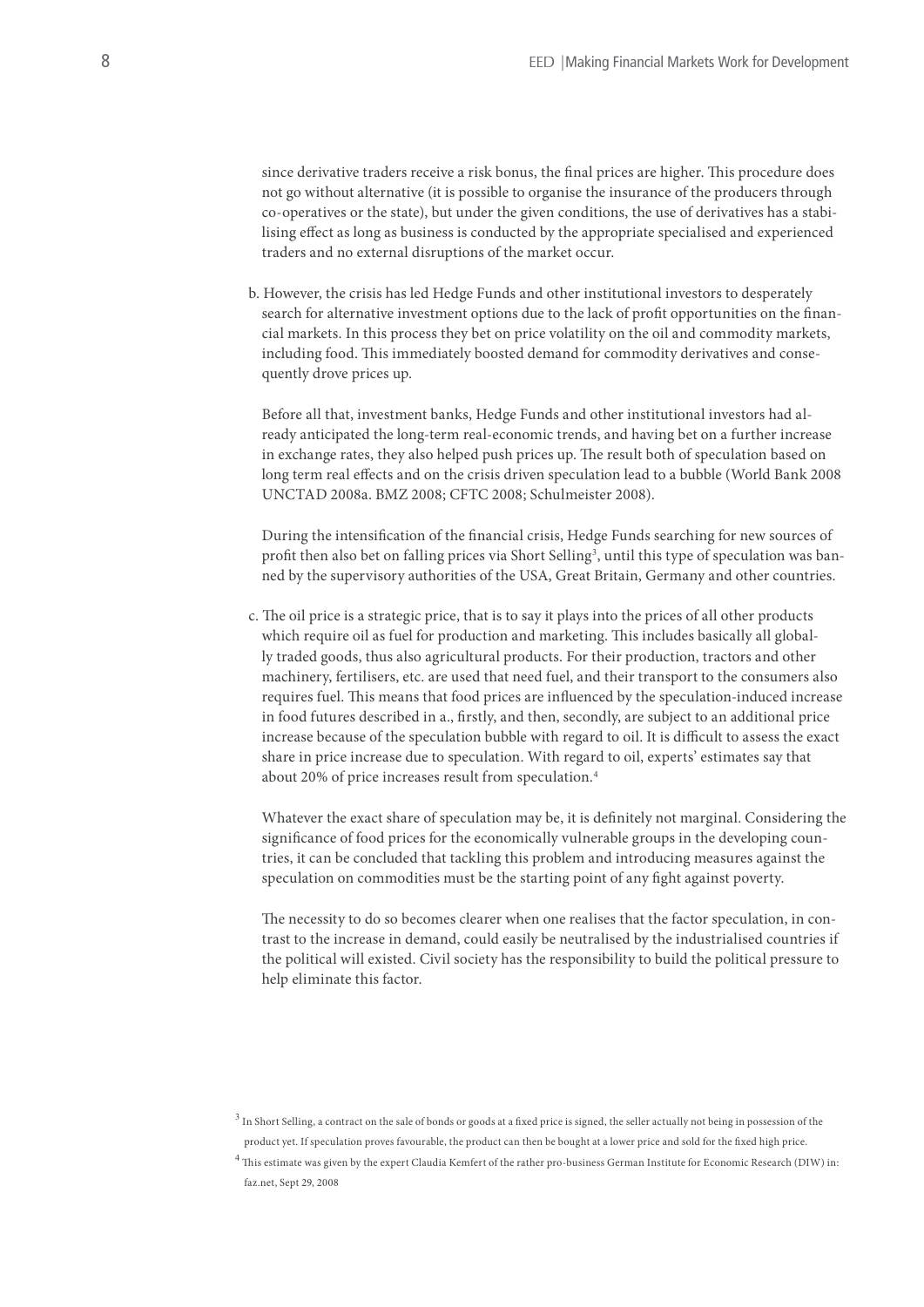since derivative traders receive a risk bonus, the final prices are higher. This procedure does not go without alternative (it is possible to organise the insurance of the producers through co-operatives or the state), but under the given conditions, the use of derivatives has a stabilising effect as long as business is conducted by the appropriate specialised and experienced traders and no external disruptions of the market occur.

b. However, the crisis has led Hedge Funds and other institutional investors to desperately search for alternative investment options due to the lack of profit opportunities on the financial markets. In this process they bet on price volatility on the oil and commodity markets, including food. This immediately boosted demand for commodity derivatives and consequently drove prices up.

   Before all that, investment banks, Hedge Funds and other institutional investors had already anticipated the long-term real-economic trends, and having bet on a further increase in exchange rates, they also helped push prices up. The result both of speculation based on long term real effects and on the crisis driven speculation lead to a bubble (World Bank 2008 UNCTAD 2008a. BMZ 2008; CFTC 2008; Schulmeister 2008).

   During the intensification of the financial crisis, Hedge Funds searching for new sources of profit then also bet on falling prices via Short Selling[3], until this type of speculation was banned by the supervisory authorities of the USA, Great Britain, Germany and other countries.

c. The oil price is a strategic price, that is to say it plays into the prices of all other products which require oil as fuel for production and marketing. This includes basically all globally traded goods, thus also agricultural products. For their production, tractors and other machinery, fertilisers, etc. are used that need fuel, and their transport to the consumers also requires fuel. This means that food prices are influenced by the speculation-induced increase in food futures described in a., firstly, and then, secondly, are subject to an additional price increase because of the speculation bubble with regard to oil. It is difficult to assess the exact share in price increase due to speculation. With regard to oil, experts' estimates say that about 20% of price increases result from speculation.[4]

   Whatever the exact share of speculation may be, it is definitely not marginal. Considering the significance of food prices for the economically vulnerable groups in the developing countries, it can be concluded that tackling this problem and introducing measures against the speculation on commodities must be the starting point of any fight against poverty.

   The necessity to do so becomes clearer when one realises that the factor speculation, in contrast to the increase in demand, could easily be neutralised by the industrialised countries if the political will existed. Civil society has the responsibility to build the political pressure to help eliminate this factor.

[3] In Short Selling, a contract on the sale of bonds or goods at a fixed price is signed, the seller actually not being in possession of the product yet. If speculation proves favourable, the product can then be bought at a lower price and sold for the fixed high price.

[4] This estimate was given by the expert Claudia Kemfert of the rather pro-business German Institute for Economic Research (DIW) in: faz.net, Sept 29, 2008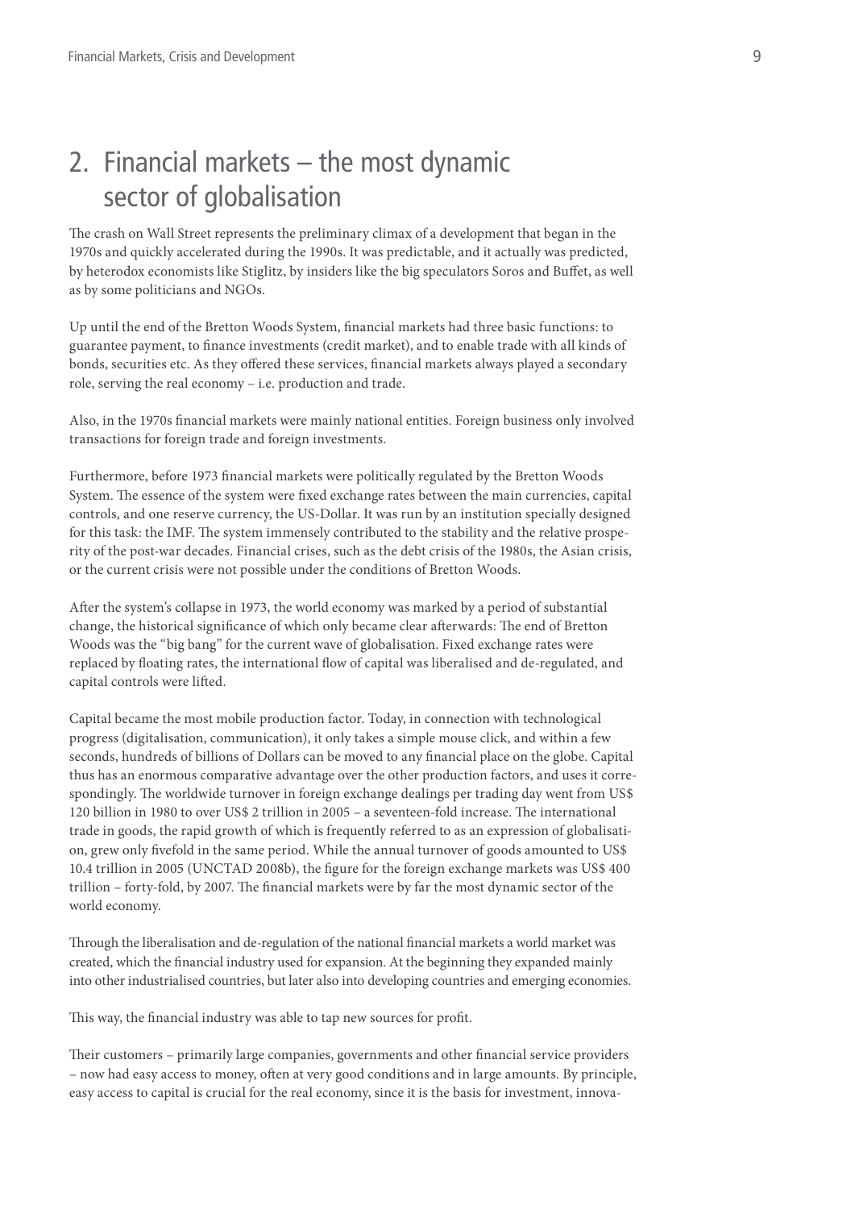## 2. Financial markets – the most dynamic sector of globalisation

The crash on Wall Street represents the preliminary climax of a development that began in the 1970s and quickly accelerated during the 1990s. It was predictable, and it actually was predicted, by heterodox economists like Stiglitz, by insiders like the big speculators Soros and Buffet, as well as by some politicians and NGOs.

Up until the end of the Bretton Woods System, financial markets had three basic functions: to guarantee payment, to finance investments (credit market), and to enable trade with all kinds of bonds, securities etc. As they offered these services, financial markets always played a secondary role, serving the real economy – i.e. production and trade.

Also, in the 1970s financial markets were mainly national entities. Foreign business only involved transactions for foreign trade and foreign investments.

Furthermore, before 1973 financial markets were politically regulated by the Bretton Woods System. The essence of the system were fixed exchange rates between the main currencies, capital controls, and one reserve currency, the US-Dollar. It was run by an institution specially designed for this task: the IMF. The system immensely contributed to the stability and the relative prosperity of the post-war decades. Financial crises, such as the debt crisis of the 1980s, the Asian crisis, or the current crisis were not possible under the conditions of Bretton Woods.

After the system's collapse in 1973, the world economy was marked by a period of substantial change, the historical significance of which only became clear afterwards: The end of Bretton Woods was the "big bang" for the current wave of globalisation. Fixed exchange rates were replaced by floating rates, the international flow of capital was liberalised and de-regulated, and capital controls were lifted.

Capital became the most mobile production factor. Today, in connection with technological progress (digitalisation, communication), it only takes a simple mouse click, and within a few seconds, hundreds of billions of Dollars can be moved to any financial place on the globe. Capital thus has an enormous comparative advantage over the other production factors, and uses it correspondingly. The worldwide turnover in foreign exchange dealings per trading day went from US$ 120 billion in 1980 to over US$ 2 trillion in 2005 – a seventeen-fold increase. The international trade in goods, the rapid growth of which is frequently referred to as an expression of globalisation, grew only fivefold in the same period. While the annual turnover of goods amounted to US$ 10.4 trillion in 2005 (UNCTAD 2008b), the figure for the foreign exchange markets was US$ 400 trillion – forty-fold, by 2007. The financial markets were by far the most dynamic sector of the world economy.

Through the liberalisation and de-regulation of the national financial markets a world market was created, which the financial industry used for expansion. At the beginning they expanded mainly into other industrialised countries, but later also into developing countries and emerging economies.

This way, the financial industry was able to tap new sources for profit.

Their customers – primarily large companies, governments and other financial service providers – now had easy access to money, often at very good conditions and in large amounts. By principle, easy access to capital is crucial for the real economy, since it is the basis for investment, innova-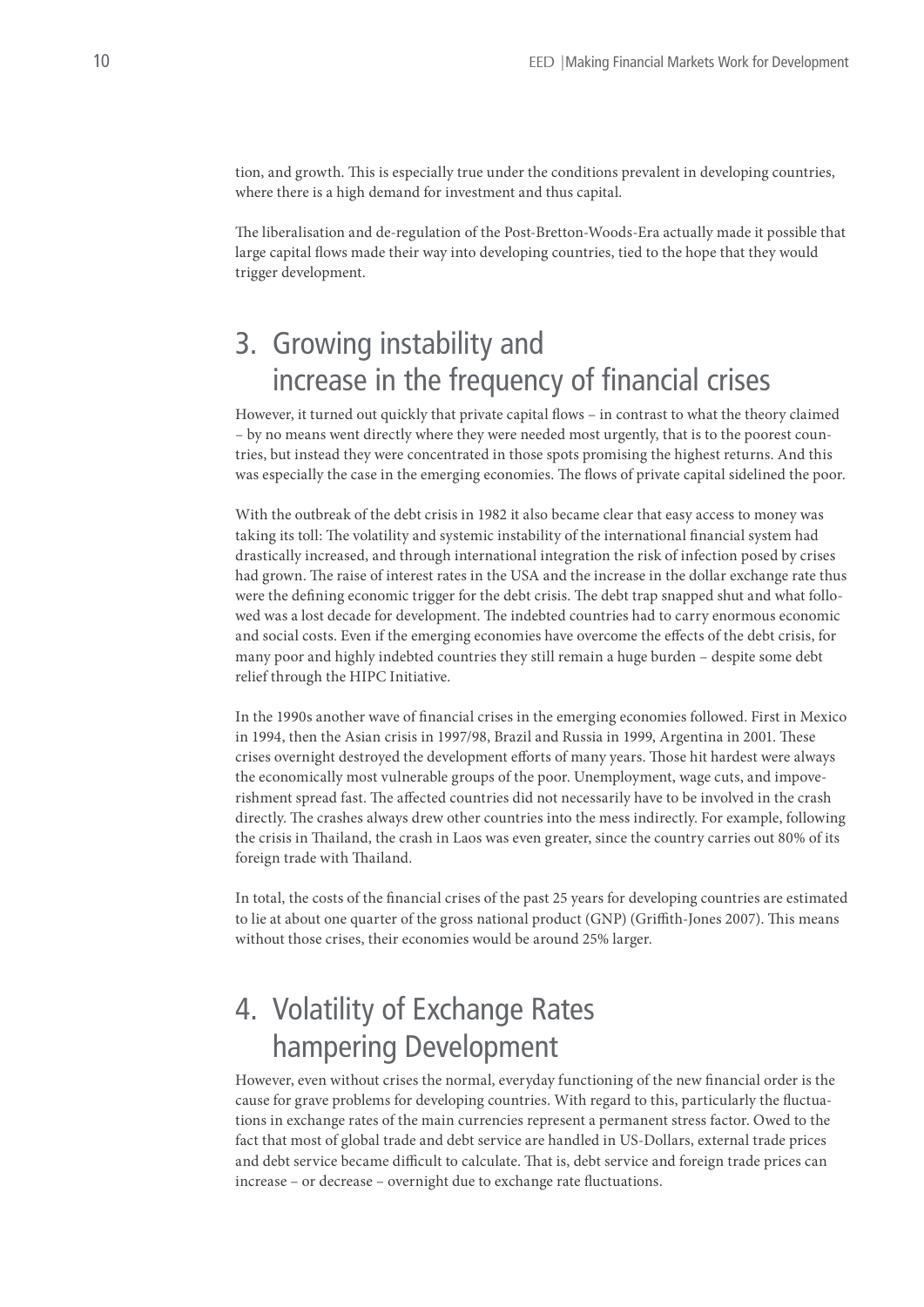tion, and growth. This is especially true under the conditions prevalent in developing countries, where there is a high demand for investment and thus capital.

The liberalisation and de-regulation of the Post-Bretton-Woods-Era actually made it possible that large capital flows made their way into developing countries, tied to the hope that they would trigger development.

## 3. Growing instability and increase in the frequency of financial crises

However, it turned out quickly that private capital flows – in contrast to what the theory claimed – by no means went directly where they were needed most urgently, that is to the poorest countries, but instead they were concentrated in those spots promising the highest returns. And this was especially the case in the emerging economies. The flows of private capital sidelined the poor.

With the outbreak of the debt crisis in 1982 it also became clear that easy access to money was taking its toll: The volatility and systemic instability of the international financial system had drastically increased, and through international integration the risk of infection posed by crises had grown. The raise of interest rates in the USA and the increase in the dollar exchange rate thus were the defining economic trigger for the debt crisis. The debt trap snapped shut and what followed was a lost decade for development. The indebted countries had to carry enormous economic and social costs. Even if the emerging economies have overcome the effects of the debt crisis, for many poor and highly indebted countries they still remain a huge burden – despite some debt relief through the HIPC Initiative.

In the 1990s another wave of financial crises in the emerging economies followed. First in Mexico in 1994, then the Asian crisis in 1997/98, Brazil and Russia in 1999, Argentina in 2001. These crises overnight destroyed the development efforts of many years. Those hit hardest were always the economically most vulnerable groups of the poor. Unemployment, wage cuts, and impoverishment spread fast. The affected countries did not necessarily have to be involved in the crash directly. The crashes always drew other countries into the mess indirectly. For example, following the crisis in Thailand, the crash in Laos was even greater, since the country carries out 80% of its foreign trade with Thailand.

In total, the costs of the financial crises of the past 25 years for developing countries are estimated to lie at about one quarter of the gross national product (GNP) (Griffith-Jones 2007). This means without those crises, their economies would be around 25% larger.

## 4. Volatility of Exchange Rates hampering Development

However, even without crises the normal, everyday functioning of the new financial order is the cause for grave problems for developing countries. With regard to this, particularly the fluctuations in exchange rates of the main currencies represent a permanent stress factor. Owed to the fact that most of global trade and debt service are handled in US-Dollars, external trade prices and debt service became difficult to calculate. That is, debt service and foreign trade prices can increase – or decrease – overnight due to exchange rate fluctuations.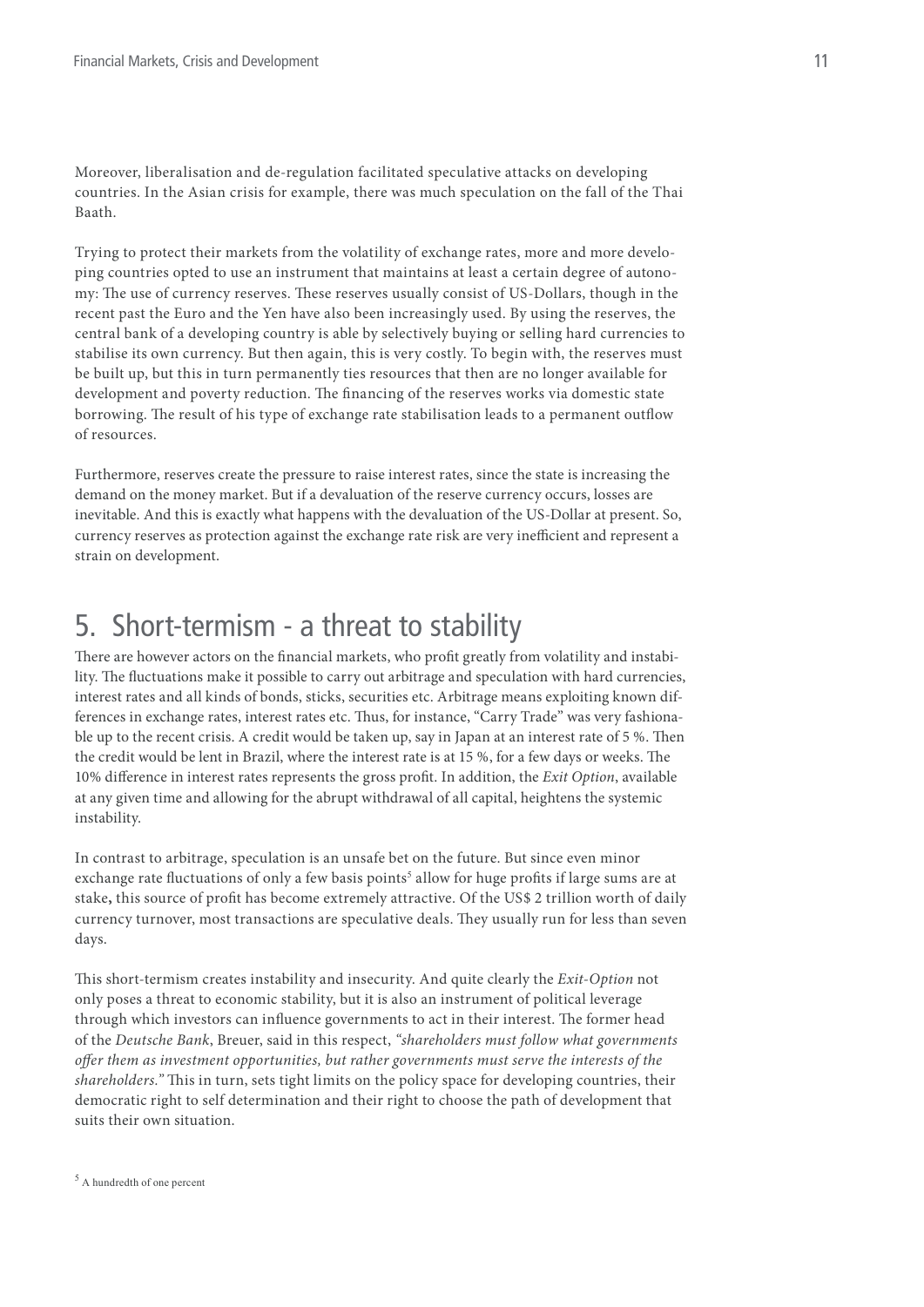Moreover, liberalisation and de-regulation facilitated speculative attacks on developing countries. In the Asian crisis for example, there was much speculation on the fall of the Thai Baath.

Trying to protect their markets from the volatility of exchange rates, more and more developing countries opted to use an instrument that maintains at least a certain degree of autonomy: The use of currency reserves. These reserves usually consist of US-Dollars, though in the recent past the Euro and the Yen have also been increasingly used. By using the reserves, the central bank of a developing country is able by selectively buying or selling hard currencies to stabilise its own currency. But then again, this is very costly. To begin with, the reserves must be built up, but this in turn permanently ties resources that then are no longer available for development and poverty reduction. The financing of the reserves works via domestic state borrowing. The result of his type of exchange rate stabilisation leads to a permanent outflow of resources.

Furthermore, reserves create the pressure to raise interest rates, since the state is increasing the demand on the money market. But if a devaluation of the reserve currency occurs, losses are inevitable. And this is exactly what happens with the devaluation of the US-Dollar at present. So, currency reserves as protection against the exchange rate risk are very inefficient and represent a strain on development.

## 5. Short-termism - a threat to stability

There are however actors on the financial markets, who profit greatly from volatility and instability. The fluctuations make it possible to carry out arbitrage and speculation with hard currencies, interest rates and all kinds of bonds, sticks, securities etc. Arbitrage means exploiting known differences in exchange rates, interest rates etc. Thus, for instance, "Carry Trade" was very fashionable up to the recent crisis. A credit would be taken up, say in Japan at an interest rate of 5 %. Then the credit would be lent in Brazil, where the interest rate is at 15 %, for a few days or weeks. The 10% difference in interest rates represents the gross profit. In addition, the *Exit Option*, available at any given time and allowing for the abrupt withdrawal of all capital, heightens the systemic instability.

In contrast to arbitrage, speculation is an unsafe bet on the future. But since even minor exchange rate fluctuations of only a few basis points[5] allow for huge profits if large sums are at stake**,** this source of profit has become extremely attractive. Of the US$ 2 trillion worth of daily currency turnover, most transactions are speculative deals. They usually run for less than seven days.

This short-termism creates instability and insecurity. And quite clearly the *Exit-Option* not only poses a threat to economic stability, but it is also an instrument of political leverage through which investors can influence governments to act in their interest. The former head of the *Deutsche Bank*, Breuer, said in this respect, *"shareholders must follow what governments offer them as investment opportunities, but rather governments must serve the interests of the shareholders."* This in turn, sets tight limits on the policy space for developing countries, their democratic right to self determination and their right to choose the path of development that suits their own situation.

[5] A hundredth of one percent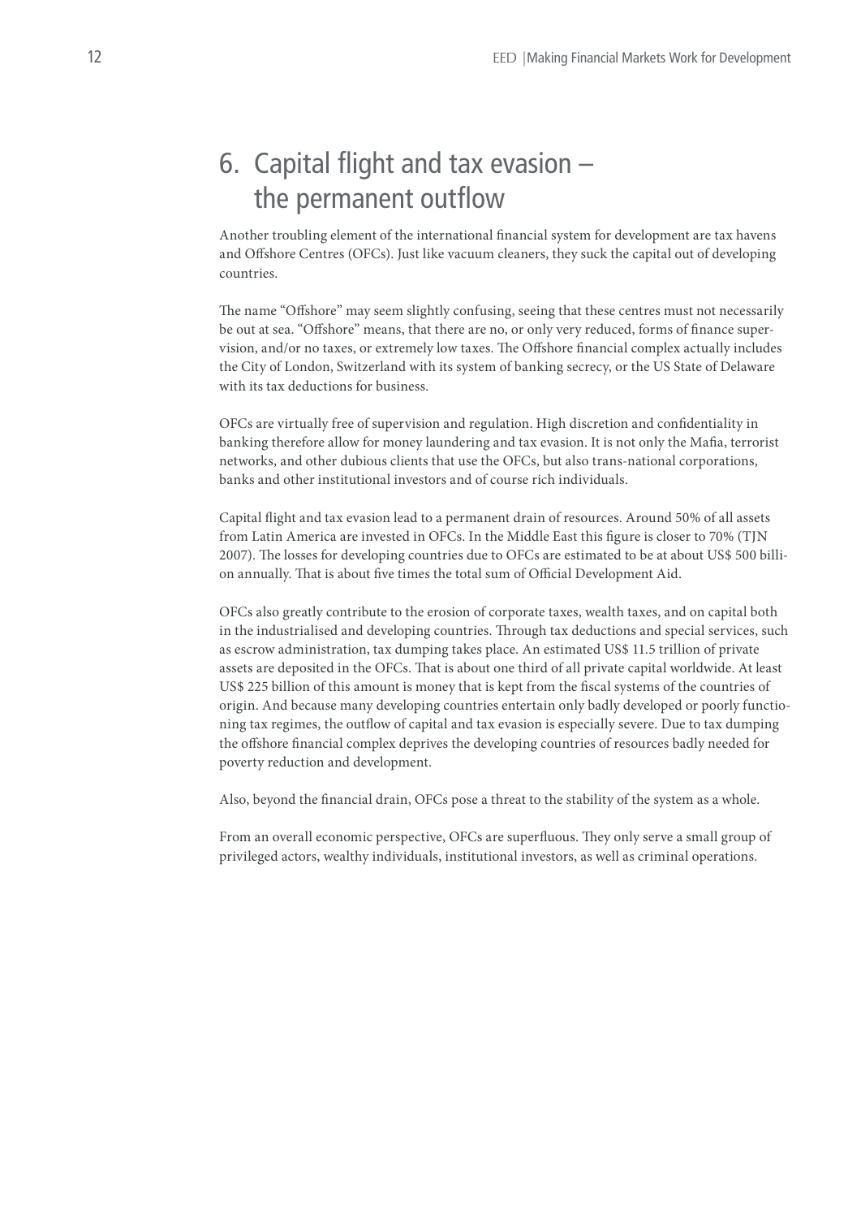# 6. Capital flight and tax evasion – the permanent outflow

Another troubling element of the international financial system for development are tax havens and Offshore Centres (OFCs). Just like vacuum cleaners, they suck the capital out of developing countries.

The name "Offshore" may seem slightly confusing, seeing that these centres must not necessarily be out at sea. "Offshore" means, that there are no, or only very reduced, forms of finance supervision, and/or no taxes, or extremely low taxes. The Offshore financial complex actually includes the City of London, Switzerland with its system of banking secrecy, or the US State of Delaware with its tax deductions for business.

OFCs are virtually free of supervision and regulation. High discretion and confidentiality in banking therefore allow for money laundering and tax evasion. It is not only the Mafia, terrorist networks, and other dubious clients that use the OFCs, but also trans-national corporations, banks and other institutional investors and of course rich individuals.

Capital flight and tax evasion lead to a permanent drain of resources. Around 50% of all assets from Latin America are invested in OFCs. In the Middle East this figure is closer to 70% (TJN 2007). The losses for developing countries due to OFCs are estimated to be at about US$ 500 billion annually. That is about five times the total sum of Official Development Aid.

OFCs also greatly contribute to the erosion of corporate taxes, wealth taxes, and on capital both in the industrialised and developing countries. Through tax deductions and special services, such as escrow administration, tax dumping takes place. An estimated US$ 11.5 trillion of private assets are deposited in the OFCs. That is about one third of all private capital worldwide. At least US$ 225 billion of this amount is money that is kept from the fiscal systems of the countries of origin. And because many developing countries entertain only badly developed or poorly functioning tax regimes, the outflow of capital and tax evasion is especially severe. Due to tax dumping the offshore financial complex deprives the developing countries of resources badly needed for poverty reduction and development.

Also, beyond the financial drain, OFCs pose a threat to the stability of the system as a whole.

From an overall economic perspective, OFCs are superfluous. They only serve a small group of privileged actors, wealthy individuals, institutional investors, as well as criminal operations.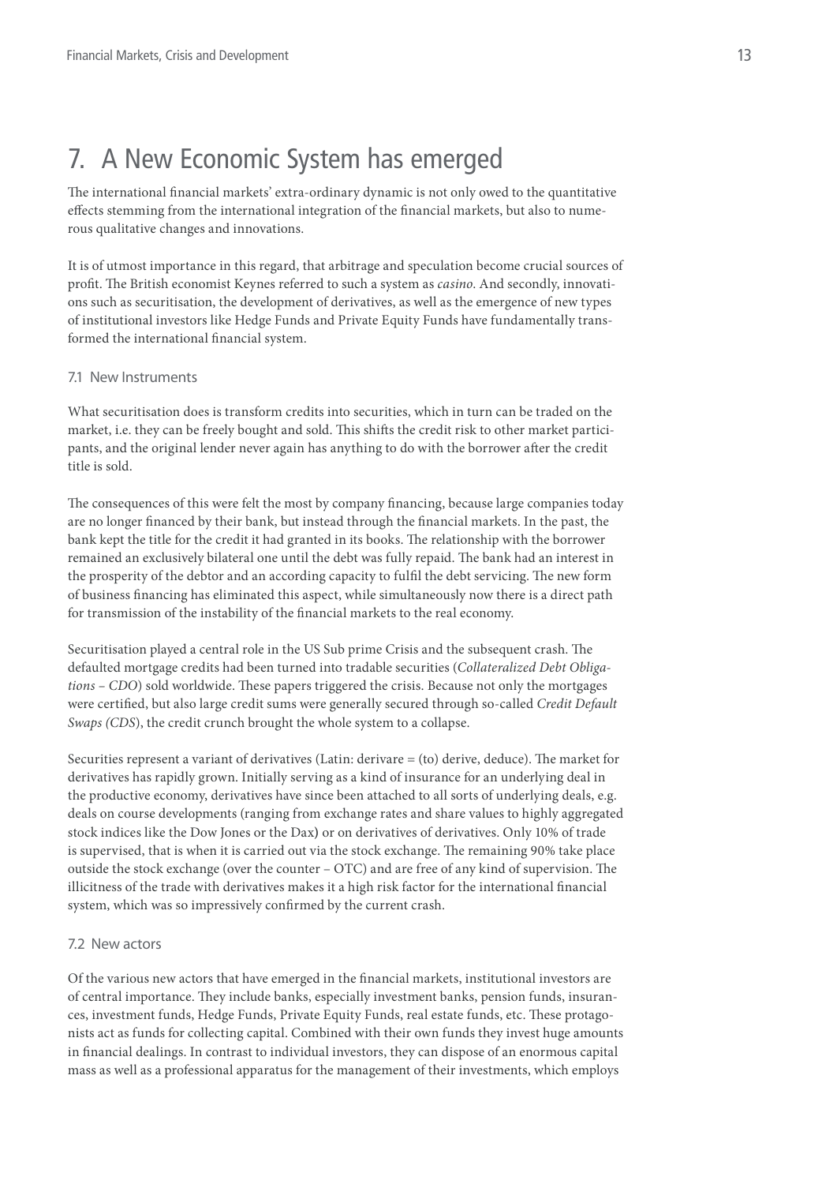# 7. A New Economic System has emerged

The international financial markets' extra-ordinary dynamic is not only owed to the quantitative effects stemming from the international integration of the financial markets, but also to numerous qualitative changes and innovations.

It is of utmost importance in this regard, that arbitrage and speculation become crucial sources of profit. The British economist Keynes referred to such a system as *casino*. And secondly, innovations such as securitisation, the development of derivatives, as well as the emergence of new types of institutional investors like Hedge Funds and Private Equity Funds have fundamentally transformed the international financial system.

## 7.1 New Instruments

What securitisation does is transform credits into securities, which in turn can be traded on the market, i.e. they can be freely bought and sold. This shifts the credit risk to other market participants, and the original lender never again has anything to do with the borrower after the credit title is sold.

The consequences of this were felt the most by company financing, because large companies today are no longer financed by their bank, but instead through the financial markets. In the past, the bank kept the title for the credit it had granted in its books. The relationship with the borrower remained an exclusively bilateral one until the debt was fully repaid. The bank had an interest in the prosperity of the debtor and an according capacity to fulfil the debt servicing. The new form of business financing has eliminated this aspect, while simultaneously now there is a direct path for transmission of the instability of the financial markets to the real economy.

Securitisation played a central role in the US Sub prime Crisis and the subsequent crash. The defaulted mortgage credits had been turned into tradable securities (*Collateralized Debt Obligations – CDO*) sold worldwide. These papers triggered the crisis. Because not only the mortgages were certified, but also large credit sums were generally secured through so-called *Credit Default Swaps (CDS*), the credit crunch brought the whole system to a collapse.

Securities represent a variant of derivatives (Latin: derivare = (to) derive, deduce). The market for derivatives has rapidly grown. Initially serving as a kind of insurance for an underlying deal in the productive economy, derivatives have since been attached to all sorts of underlying deals, e.g. deals on course developments (ranging from exchange rates and share values to highly aggregated stock indices like the Dow Jones or the Dax) or on derivatives of derivatives. Only 10% of trade is supervised, that is when it is carried out via the stock exchange. The remaining 90% take place outside the stock exchange (over the counter – OTC) and are free of any kind of supervision. The illicitness of the trade with derivatives makes it a high risk factor for the international financial system, which was so impressively confirmed by the current crash.

## 7.2 New actors

Of the various new actors that have emerged in the financial markets, institutional investors are of central importance. They include banks, especially investment banks, pension funds, insurances, investment funds, Hedge Funds, Private Equity Funds, real estate funds, etc. These protagonists act as funds for collecting capital. Combined with their own funds they invest huge amounts in financial dealings. In contrast to individual investors, they can dispose of an enormous capital mass as well as a professional apparatus for the management of their investments, which employs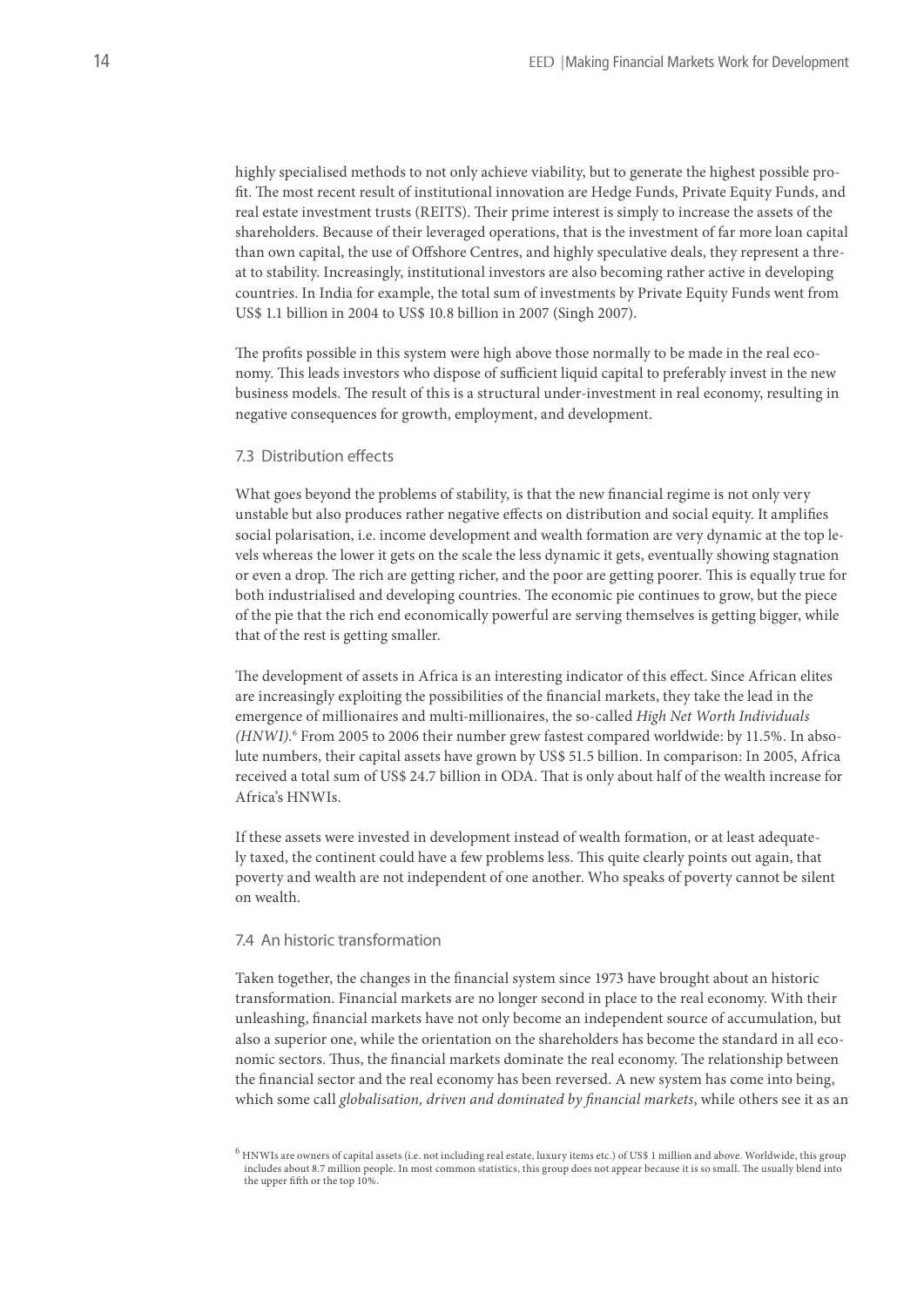highly specialised methods to not only achieve viability, but to generate the highest possible profit. The most recent result of institutional innovation are Hedge Funds, Private Equity Funds, and real estate investment trusts (REITS). Their prime interest is simply to increase the assets of the shareholders. Because of their leveraged operations, that is the investment of far more loan capital than own capital, the use of Offshore Centres, and highly speculative deals, they represent a threat to stability. Increasingly, institutional investors are also becoming rather active in developing countries. In India for example, the total sum of investments by Private Equity Funds went from US$ 1.1 billion in 2004 to US$ 10.8 billion in 2007 (Singh 2007).

The profits possible in this system were high above those normally to be made in the real economy. This leads investors who dispose of sufficient liquid capital to preferably invest in the new business models. The result of this is a structural under-investment in real economy, resulting in negative consequences for growth, employment, and development.

### 7.3 Distribution effects

What goes beyond the problems of stability, is that the new financial regime is not only very unstable but also produces rather negative effects on distribution and social equity. It amplifies social polarisation, i.e. income development and wealth formation are very dynamic at the top levels whereas the lower it gets on the scale the less dynamic it gets, eventually showing stagnation or even a drop. The rich are getting richer, and the poor are getting poorer. This is equally true for both industrialised and developing countries. The economic pie continues to grow, but the piece of the pie that the rich end economically powerful are serving themselves is getting bigger, while that of the rest is getting smaller.

The development of assets in Africa is an interesting indicator of this effect. Since African elites are increasingly exploiting the possibilities of the financial markets, they take the lead in the emergence of millionaires and multi-millionaires, the so-called *High Net Worth Individuals (HNWI)*.[6] From 2005 to 2006 their number grew fastest compared worldwide: by 11.5%. In absolute numbers, their capital assets have grown by US$ 51.5 billion. In comparison: In 2005, Africa received a total sum of US$ 24.7 billion in ODA. That is only about half of the wealth increase for Africa's HNWIs.

If these assets were invested in development instead of wealth formation, or at least adequately taxed, the continent could have a few problems less. This quite clearly points out again, that poverty and wealth are not independent of one another. Who speaks of poverty cannot be silent on wealth.

### 7.4 An historic transformation

Taken together, the changes in the financial system since 1973 have brought about an historic transformation. Financial markets are no longer second in place to the real economy. With their unleashing, financial markets have not only become an independent source of accumulation, but also a superior one, while the orientation on the shareholders has become the standard in all economic sectors. Thus, the financial markets dominate the real economy. The relationship between the financial sector and the real economy has been reversed. A new system has come into being, which some call *globalisation, driven and dominated by financial markets*, while others see it as an

[6] HNWIs are owners of capital assets (i.e. not including real estate, luxury items etc.) of US$ 1 million and above. Worldwide, this group includes about 8.7 million people. In most common statistics, this group does not appear because it is so small. The usually blend into the upper fifth or the top 10%.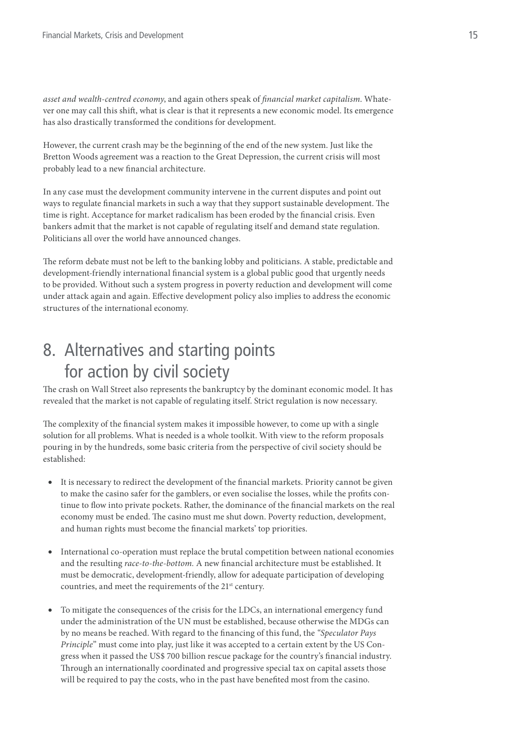*asset and wealth-centred economy*, and again others speak of *financial market capitalism*. Whatever one may call this shift, what is clear is that it represents a new economic model. Its emergence has also drastically transformed the conditions for development.

However, the current crash may be the beginning of the end of the new system. Just like the Bretton Woods agreement was a reaction to the Great Depression, the current crisis will most probably lead to a new financial architecture.

In any case must the development community intervene in the current disputes and point out ways to regulate financial markets in such a way that they support sustainable development. The time is right. Acceptance for market radicalism has been eroded by the financial crisis. Even bankers admit that the market is not capable of regulating itself and demand state regulation. Politicians all over the world have announced changes.

The reform debate must not be left to the banking lobby and politicians. A stable, predictable and development-friendly international financial system is a global public good that urgently needs to be provided. Without such a system progress in poverty reduction and development will come under attack again and again. Effective development policy also implies to address the economic structures of the international economy.

# 8. Alternatives and starting points for action by civil society

The crash on Wall Street also represents the bankruptcy by the dominant economic model. It has revealed that the market is not capable of regulating itself. Strict regulation is now necessary.

The complexity of the financial system makes it impossible however, to come up with a single solution for all problems. What is needed is a whole toolkit. With view to the reform proposals pouring in by the hundreds, some basic criteria from the perspective of civil society should be established:

- It is necessary to redirect the development of the financial markets. Priority cannot be given to make the casino safer for the gamblers, or even socialise the losses, while the profits continue to flow into private pockets. Rather, the dominance of the financial markets on the real economy must be ended. The casino must me shut down. Poverty reduction, development, and human rights must become the financial markets' top priorities.

- International co-operation must replace the brutal competition between national economies and the resulting *race-to-the-bottom.* A new financial architecture must be established. It must be democratic, development-friendly, allow for adequate participation of developing countries, and meet the requirements of the 21st century.

- To mitigate the consequences of the crisis for the LDCs, an international emergency fund under the administration of the UN must be established, because otherwise the MDGs can by no means be reached. With regard to the financing of this fund, the *"Speculator Pays Principle*" must come into play, just like it was accepted to a certain extent by the US Congress when it passed the US$ 700 billion rescue package for the country's financial industry. Through an internationally coordinated and progressive special tax on capital assets those will be required to pay the costs, who in the past have benefited most from the casino.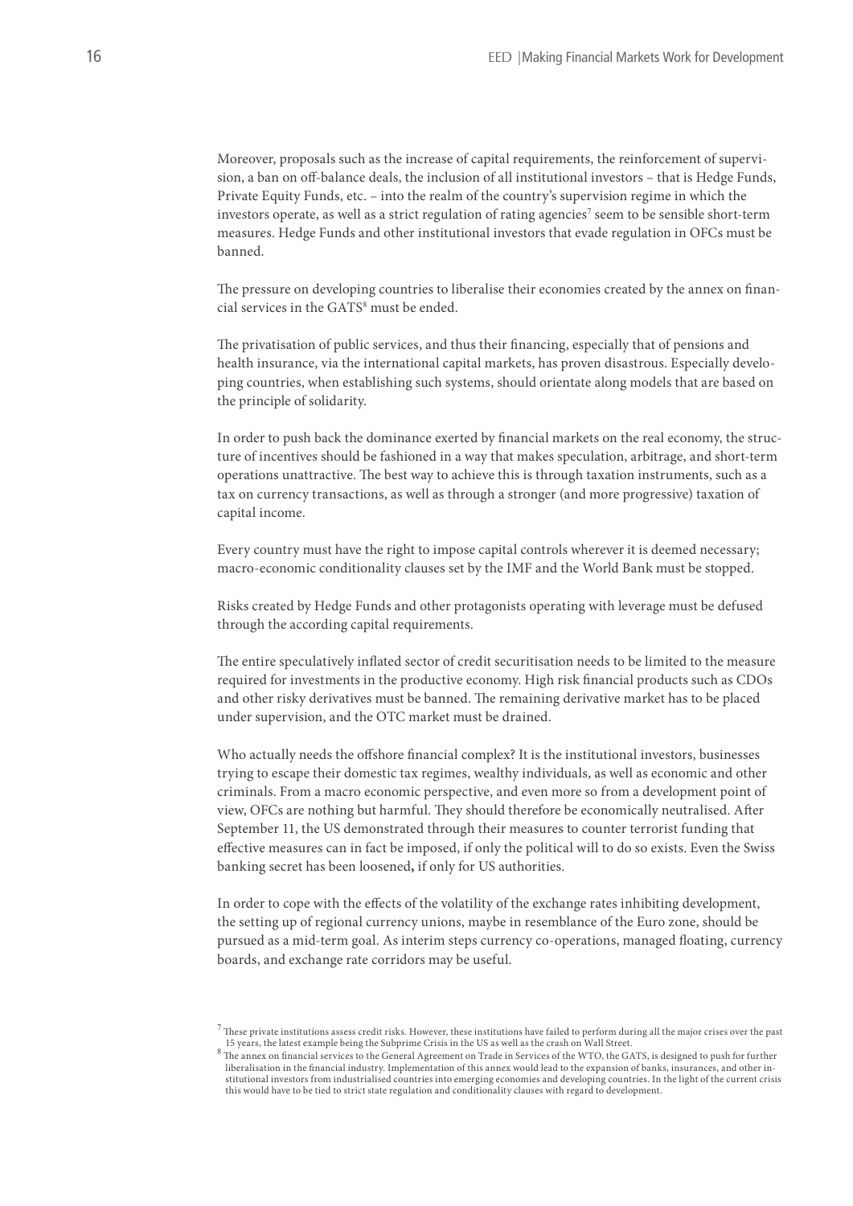Moreover, proposals such as the increase of capital requirements, the reinforcement of supervision, a ban on off-balance deals, the inclusion of all institutional investors – that is Hedge Funds, Private Equity Funds, etc. – into the realm of the country's supervision regime in which the investors operate, as well as a strict regulation of rating agencies[7] seem to be sensible short-term measures. Hedge Funds and other institutional investors that evade regulation in OFCs must be banned.

The pressure on developing countries to liberalise their economies created by the annex on financial services in the GATS[8] must be ended.

The privatisation of public services, and thus their financing, especially that of pensions and health insurance, via the international capital markets, has proven disastrous. Especially developing countries, when establishing such systems, should orientate along models that are based on the principle of solidarity.

In order to push back the dominance exerted by financial markets on the real economy, the structure of incentives should be fashioned in a way that makes speculation, arbitrage, and short-term operations unattractive. The best way to achieve this is through taxation instruments, such as a tax on currency transactions, as well as through a stronger (and more progressive) taxation of capital income.

Every country must have the right to impose capital controls wherever it is deemed necessary; macro-economic conditionality clauses set by the IMF and the World Bank must be stopped.

Risks created by Hedge Funds and other protagonists operating with leverage must be defused through the according capital requirements.

The entire speculatively inflated sector of credit securitisation needs to be limited to the measure required for investments in the productive economy. High risk financial products such as CDOs and other risky derivatives must be banned. The remaining derivative market has to be placed under supervision, and the OTC market must be drained.

Who actually needs the offshore financial complex? It is the institutional investors, businesses trying to escape their domestic tax regimes, wealthy individuals, as well as economic and other criminals. From a macro economic perspective, and even more so from a development point of view, OFCs are nothing but harmful. They should therefore be economically neutralised. After September 11, the US demonstrated through their measures to counter terrorist funding that effective measures can in fact be imposed, if only the political will to do so exists. Even the Swiss banking secret has been loosened**,** if only for US authorities.

In order to cope with the effects of the volatility of the exchange rates inhibiting development, the setting up of regional currency unions, maybe in resemblance of the Euro zone, should be pursued as a mid-term goal. As interim steps currency co-operations, managed floating, currency boards, and exchange rate corridors may be useful.

---

[7] These private institutions assess credit risks. However, these institutions have failed to perform during all the major crises over the past 15 years, the latest example being the Subprime Crisis in the US as well as the crash on Wall Street.

[8] The annex on financial services to the General Agreement on Trade in Services of the WTO, the GATS, is designed to push for further liberalisation in the financial industry. Implementation of this annex would lead to the expansion of banks, insurances, and other institutional investors from industrialised countries into emerging economies and developing countries. In the light of the current crisis this would have to be tied to strict state regulation and conditionality clauses with regard to development.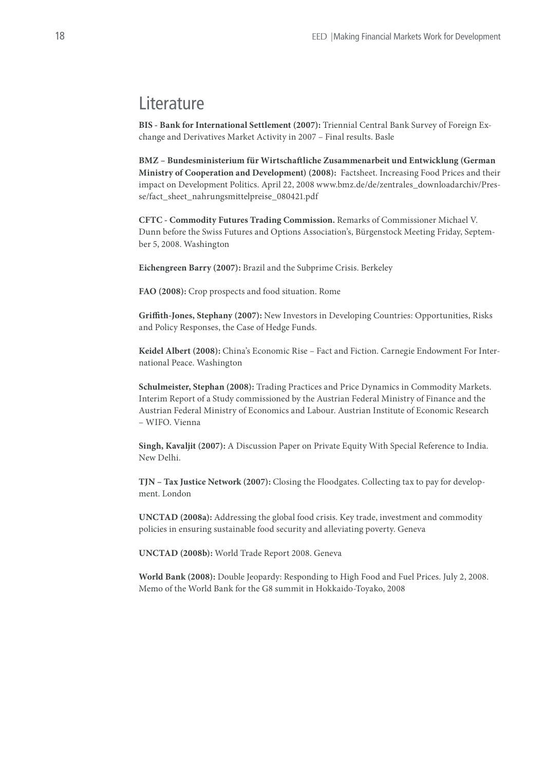# Literature

**BIS - Bank for International Settlement (2007):** Triennial Central Bank Survey of Foreign Exchange and Derivatives Market Activity in 2007 – Final results. Basle

**BMZ – Bundesministerium für Wirtschaftliche Zusammenarbeit und Entwicklung (German Ministry of Cooperation and Development) (2008):** Factsheet. Increasing Food Prices and their impact on Development Politics. April 22, 2008 www.bmz.de/de/zentrales_downloadarchiv/Presse/fact_sheet_nahrungsmittelpreise_080421.pdf

**CFTC - Commodity Futures Trading Commission.** Remarks of Commissioner Michael V. Dunn before the Swiss Futures and Options Association's, Bürgenstock Meeting Friday, September 5, 2008. Washington

**Eichengreen Barry (2007):** Brazil and the Subprime Crisis. Berkeley

**FAO (2008):** Crop prospects and food situation. Rome

**Griffith-Jones, Stephany (2007):** New Investors in Developing Countries: Opportunities, Risks and Policy Responses, the Case of Hedge Funds.

**Keidel Albert (2008):** China's Economic Rise – Fact and Fiction. Carnegie Endowment For International Peace. Washington

**Schulmeister, Stephan (2008):** Trading Practices and Price Dynamics in Commodity Markets. Interim Report of a Study commissioned by the Austrian Federal Ministry of Finance and the Austrian Federal Ministry of Economics and Labour. Austrian Institute of Economic Research – WIFO. Vienna

**Singh, Kavaljit (2007):** A Discussion Paper on Private Equity With Special Reference to India. New Delhi.

**TJN – Tax Justice Network (2007):** Closing the Floodgates. Collecting tax to pay for development. London

**UNCTAD (2008a):** Addressing the global food crisis. Key trade, investment and commodity policies in ensuring sustainable food security and alleviating poverty. Geneva

**UNCTAD (2008b):** World Trade Report 2008. Geneva

**World Bank (2008):** Double Jeopardy: Responding to High Food and Fuel Prices. July 2, 2008. Memo of the World Bank for the G8 summit in Hokkaido-Toyako, 2008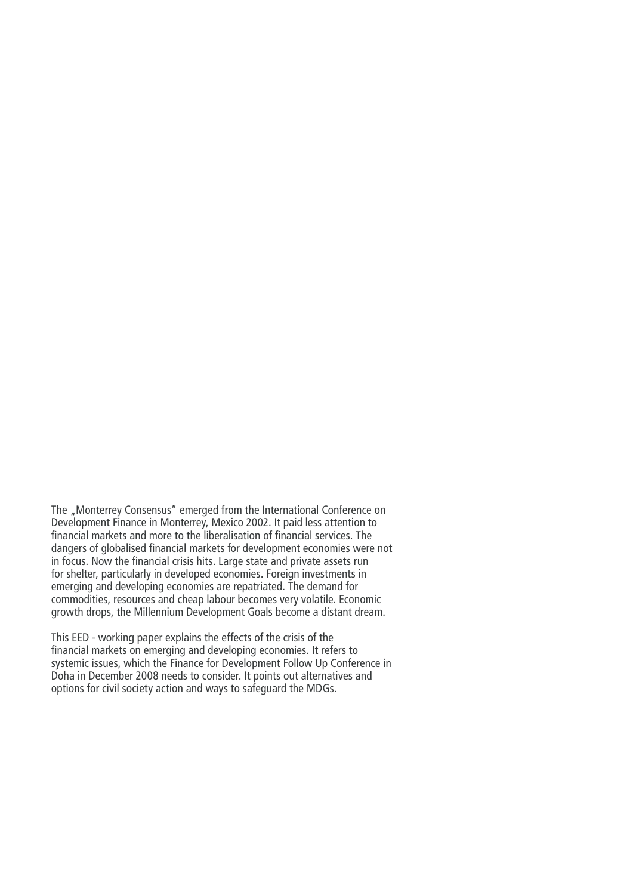The „Monterrey Consensus" emerged from the International Conference on Development Finance in Monterrey, Mexico 2002. It paid less attention to financial markets and more to the liberalisation of financial services. The dangers of globalised financial markets for development economies were not in focus. Now the financial crisis hits. Large state and private assets run for shelter, particularly in developed economies. Foreign investments in emerging and developing economies are repatriated. The demand for commodities, resources and cheap labour becomes very volatile. Economic growth drops, the Millennium Development Goals become a distant dream.

This EED - working paper explains the effects of the crisis of the financial markets on emerging and developing economies. It refers to systemic issues, which the Finance for Development Follow Up Conference in Doha in December 2008 needs to consider. It points out alternatives and options for civil society action and ways to safeguard the MDGs.